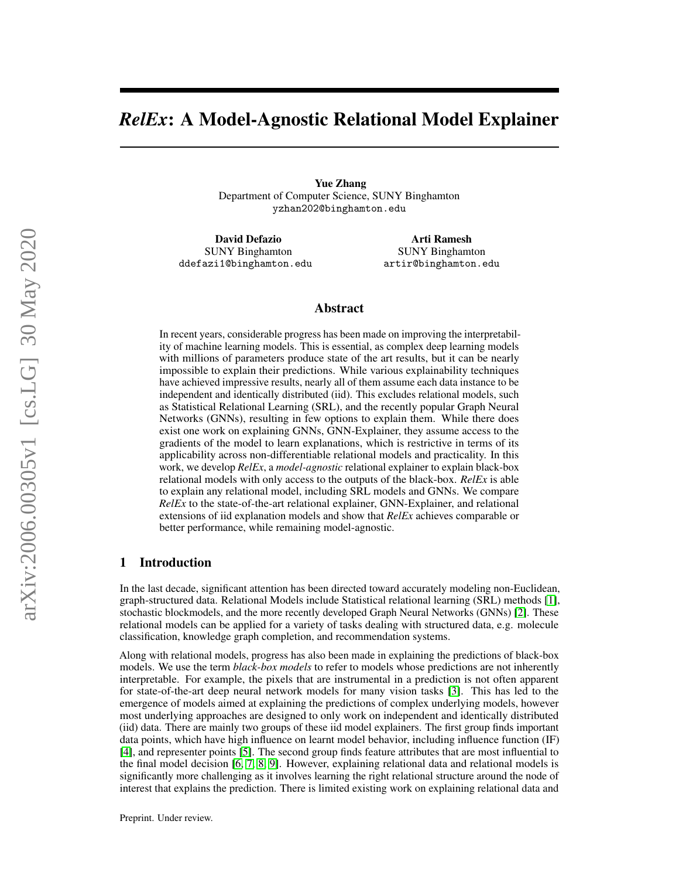# *RelEx*: A Model-Agnostic Relational Model Explainer

**Yue Zhang**
Department of Computer Science, SUNY Binghamton
yzhan202@binghamton.edu

**David Defazio**
SUNY Binghamton
ddefazi1@binghamton.edu

**Arti Ramesh**
SUNY Binghamton
artir@binghamton.edu

## Abstract

In recent years, considerable progress has been made on improving the interpretability of machine learning models. This is essential, as complex deep learning models with millions of parameters produce state of the art results, but it can be nearly impossible to explain their predictions. While various explainability techniques have achieved impressive results, nearly all of them assume each data instance to be independent and identically distributed (iid). This excludes relational models, such as Statistical Relational Learning (SRL), and the recently popular Graph Neural Networks (GNNs), resulting in few options to explain them. While there does exist one work on explaining GNNs, GNN-Explainer, they assume access to the gradients of the model to learn explanations, which is restrictive in terms of its applicability across non-differentiable relational models and practicality. In this work, we develop *RelEx*, a *model-agnostic* relational explainer to explain black-box relational models with only access to the outputs of the black-box. *RelEx* is able to explain any relational model, including SRL models and GNNs. We compare *RelEx* to the state-of-the-art relational explainer, GNN-Explainer, and relational extensions of iid explanation models and show that *RelEx* achieves comparable or better performance, while remaining model-agnostic.

## 1 Introduction

In the last decade, significant attention has been directed toward accurately modeling non-Euclidean, graph-structured data. Relational Models include Statistical relational learning (SRL) methods [1], stochastic blockmodels, and the more recently developed Graph Neural Networks (GNNs) [2]. These relational models can be applied for a variety of tasks dealing with structured data, e.g. molecule classification, knowledge graph completion, and recommendation systems.

Along with relational models, progress has also been made in explaining the predictions of black-box models. We use the term *black-box models* to refer to models whose predictions are not inherently interpretable. For example, the pixels that are instrumental in a prediction is not often apparent for state-of-the-art deep neural network models for many vision tasks [3]. This has led to the emergence of models aimed at explaining the predictions of complex underlying models, however most underlying approaches are designed to only work on independent and identically distributed (iid) data. There are mainly two groups of these iid model explainers. The first group finds important data points, which have high influence on learnt model behavior, including influence function (IF) [4], and representer points [5]. The second group finds feature attributes that are most influential to the final model decision [6, 7, 8, 9]. However, explaining relational data and relational models is significantly more challenging as it involves learning the right relational structure around the node of interest that explains the prediction. There is limited existing work on explaining relational data and

Preprint. Under review.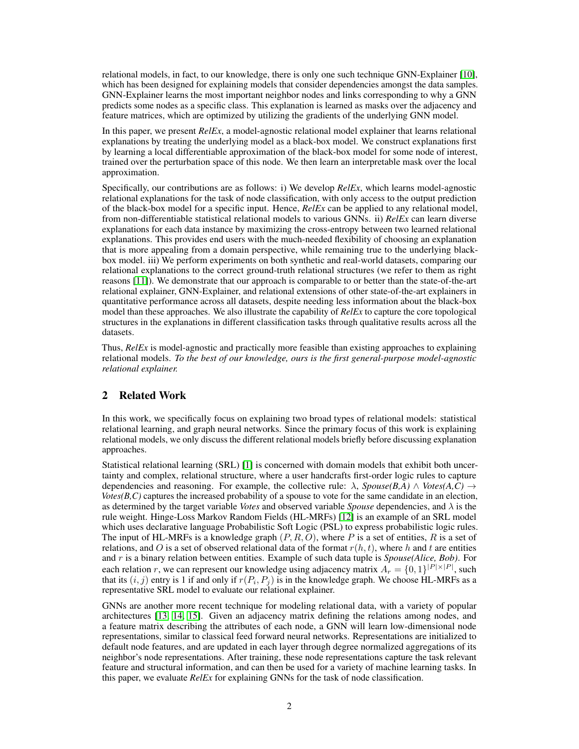relational models, in fact, to our knowledge, there is only one such technique GNN-Explainer [10], which has been designed for explaining models that consider dependencies amongst the data samples. GNN-Explainer learns the most important neighbor nodes and links corresponding to why a GNN predicts some nodes as a specific class. This explanation is learned as masks over the adjacency and feature matrices, which are optimized by utilizing the gradients of the underlying GNN model.

In this paper, we present *RelEx*, a model-agnostic relational model explainer that learns relational explanations by treating the underlying model as a black-box model. We construct explanations first by learning a local differentiable approximation of the black-box model for some node of interest, trained over the perturbation space of this node. We then learn an interpretable mask over the local approximation.

Specifically, our contributions are as follows: i) We develop *RelEx*, which learns model-agnostic relational explanations for the task of node classification, with only access to the output prediction of the black-box model for a specific input. Hence, *RelEx* can be applied to any relational model, from non-differentiable statistical relational models to various GNNs. ii) *RelEx* can learn diverse explanations for each data instance by maximizing the cross-entropy between two learned relational explanations. This provides end users with the much-needed flexibility of choosing an explanation that is more appealing from a domain perspective, while remaining true to the underlying black-box model. iii) We perform experiments on both synthetic and real-world datasets, comparing our relational explanations to the correct ground-truth relational structures (we refer to them as right reasons [11]). We demonstrate that our approach is comparable to or better than the state-of-the-art relational explainer, GNN-Explainer, and relational extensions of other state-of-the-art explainers in quantitative performance across all datasets, despite needing less information about the black-box model than these approaches. We also illustrate the capability of *RelEx* to capture the core topological structures in the explanations in different classification tasks through qualitative results across all the datasets.

Thus, *RelEx* is model-agnostic and practically more feasible than existing approaches to explaining relational models. *To the best of our knowledge, ours is the first general-purpose model-agnostic relational explainer.*

## 2 Related Work

In this work, we specifically focus on explaining two broad types of relational models: statistical relational learning, and graph neural networks. Since the primary focus of this work is explaining relational models, we only discuss the different relational models briefly before discussing explanation approaches.

Statistical relational learning (SRL) [1] is concerned with domain models that exhibit both uncertainty and complex, relational structure, where a user handcrafts first-order logic rules to capture dependencies and reasoning. For example, the collective rule: $\lambda$, *Spouse(B,A)* $\wedge$ *Votes(A,C)* $\rightarrow$ *Votes(B,C)* captures the increased probability of a spouse to vote for the same candidate in an election, as determined by the target variable *Votes* and observed variable *Spouse* dependencies, and $\lambda$ is the rule weight. Hinge-Loss Markov Random Fields (HL-MRFs) [12] is an example of an SRL model which uses declarative language Probabilistic Soft Logic (PSL) to express probabilistic logic rules. The input of HL-MRFs is a knowledge graph $(P, R, O)$, where $P$ is a set of entities, $R$ is a set of relations, and $O$ is a set of observed relational data of the format $r(h, t)$, where $h$ and $t$ are entities and $r$ is a binary relation between entities. Example of such data tuple is *Spouse(Alice, Bob)*. For each relation $r$, we can represent our knowledge using adjacency matrix $A_r = \{0, 1\}^{|P| \times |P|}$, such that its $(i, j)$ entry is 1 if and only if $r(P_i, P_j)$ is in the knowledge graph. We choose HL-MRFs as a representative SRL model to evaluate our relational explainer.

GNNs are another more recent technique for modeling relational data, with a variety of popular architectures [13, 14, 15]. Given an adjacency matrix defining the relations among nodes, and a feature matrix describing the attributes of each node, a GNN will learn low-dimensional node representations, similar to classical feed forward neural networks. Representations are initialized to default node features, and are updated in each layer through degree normalized aggregations of its neighbor's node representations. After training, these node representations capture the task relevant feature and structural information, and can then be used for a variety of machine learning tasks. In this paper, we evaluate *RelEx* for explaining GNNs for the task of node classification.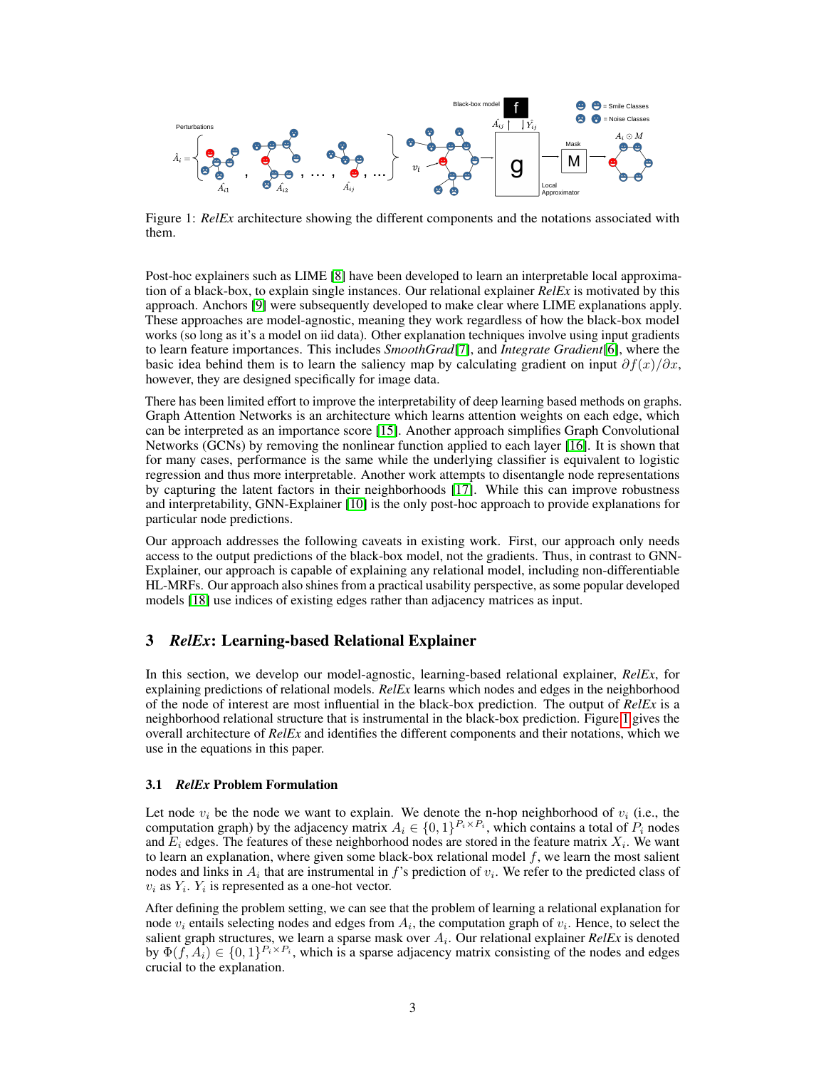Figure 1: *RelEx* architecture showing the different components and the notations associated with them.

Post-hoc explainers such as LIME [8] have been developed to learn an interpretable local approximation of a black-box, to explain single instances. Our relational explainer *RelEx* is motivated by this approach. Anchors [9] were subsequently developed to make clear where LIME explanations apply. These approaches are model-agnostic, meaning they work regardless of how the black-box model works (so long as it's a model on iid data). Other explanation techniques involve using input gradients to learn feature importances. This includes *SmoothGrad*[7], and *Integrate Gradient*[6], where the basic idea behind them is to learn the saliency map by calculating gradient on input $\partial f(x)/\partial x$, however, they are designed specifically for image data.

There has been limited effort to improve the interpretability of deep learning based methods on graphs. Graph Attention Networks is an architecture which learns attention weights on each edge, which can be interpreted as an importance score [15]. Another approach simplifies Graph Convolutional Networks (GCNs) by removing the nonlinear function applied to each layer [16]. It is shown that for many cases, performance is the same while the underlying classifier is equivalent to logistic regression and thus more interpretable. Another work attempts to disentangle node representations by capturing the latent factors in their neighborhoods [17]. While this can improve robustness and interpretability, GNN-Explainer [10] is the only post-hoc approach to provide explanations for particular node predictions.

Our approach addresses the following caveats in existing work. First, our approach only needs access to the output predictions of the black-box model, not the gradients. Thus, in contrast to GNN-Explainer, our approach is capable of explaining any relational model, including non-differentiable HL-MRFs. Our approach also shines from a practical usability perspective, as some popular developed models [18] use indices of existing edges rather than adjacency matrices as input.

## 3 *RelEx*: Learning-based Relational Explainer

In this section, we develop our model-agnostic, learning-based relational explainer, *RelEx*, for explaining predictions of relational models. *RelEx* learns which nodes and edges in the neighborhood of the node of interest are most influential in the black-box prediction. The output of *RelEx* is a neighborhood relational structure that is instrumental in the black-box prediction. Figure 1 gives the overall architecture of *RelEx* and identifies the different components and their notations, which we use in the equations in this paper.

### 3.1 *RelEx* Problem Formulation

Let node $v_i$ be the node we want to explain. We denote the n-hop neighborhood of $v_i$ (i.e., the computation graph) by the adjacency matrix $A_i \in \{0,1\}^{P_i \times P_i}$, which contains a total of $P_i$ nodes and $E_i$ edges. The features of these neighborhood nodes are stored in the feature matrix $X_i$. We want to learn an explanation, where given some black-box relational model $f$, we learn the most salient nodes and links in $A_i$ that are instrumental in $f$'s prediction of $v_i$. We refer to the predicted class of $v_i$ as $Y_i$. $Y_i$ is represented as a one-hot vector.

After defining the problem setting, we can see that the problem of learning a relational explanation for node $v_i$ entails selecting nodes and edges from $A_i$, the computation graph of $v_i$. Hence, to select the salient graph structures, we learn a sparse mask over $A_i$. Our relational explainer *RelEx* is denoted by $\Phi(f, A_i) \in \{0,1\}^{P_i \times P_i}$, which is a sparse adjacency matrix consisting of the nodes and edges crucial to the explanation.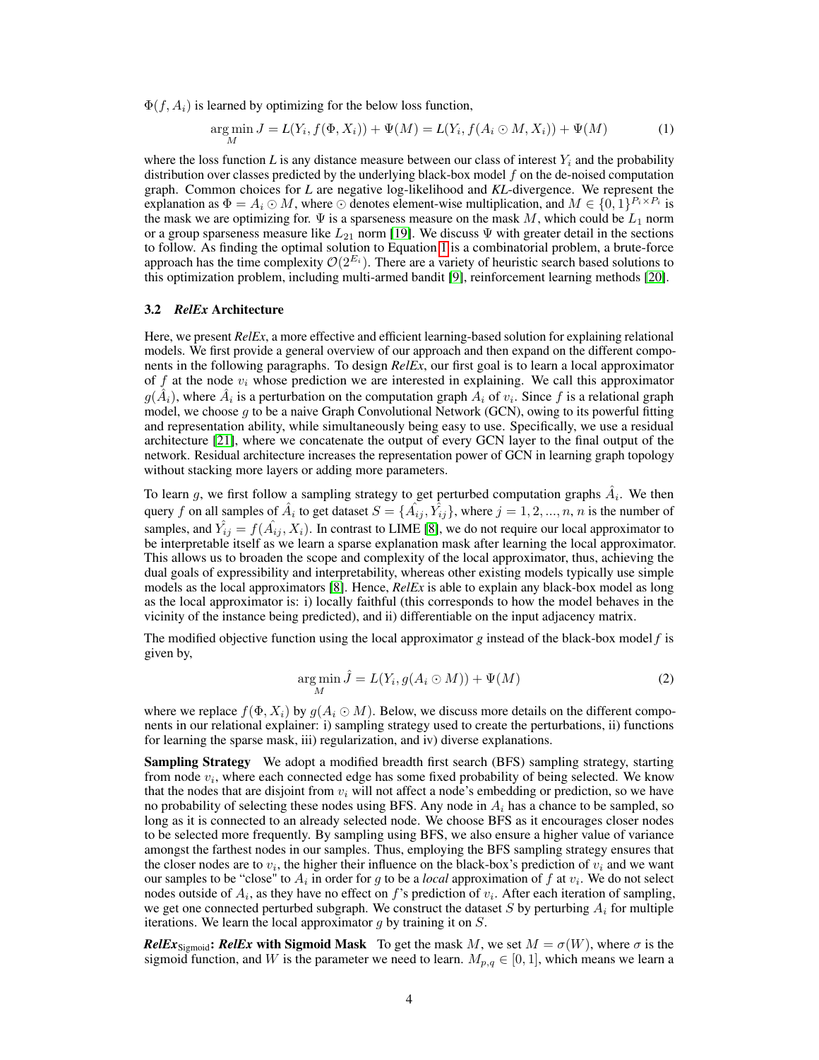$\Phi(f, A_i)$ is learned by optimizing for the below loss function,

$$\arg\min_{M} J = L(Y_i, f(\Phi, X_i)) + \Psi(M) = L(Y_i, f(A_i \odot M, X_i)) + \Psi(M) \tag{1}$$

where the loss function $L$ is any distance measure between our class of interest $Y_i$ and the probability distribution over classes predicted by the underlying black-box model $f$ on the de-noised computation graph. Common choices for $L$ are negative log-likelihood and *KL*-divergence. We represent the explanation as $\Phi = A_i \odot M$, where $\odot$ denotes element-wise multiplication, and $M \in \{0, 1\}^{P_i \times P_i}$ is the mask we are optimizing for. $\Psi$ is a sparseness measure on the mask $M$, which could be $L_1$ norm or a group sparseness measure like $L_{21}$ norm [19]. We discuss $\Psi$ with greater detail in the sections to follow. As finding the optimal solution to Equation 1 is a combinatorial problem, a brute-force approach has the time complexity $\mathcal{O}(2^{E_i})$. There are a variety of heuristic search based solutions to this optimization problem, including multi-armed bandit [9], reinforcement learning methods [20].

### 3.2 *RelEx* Architecture

Here, we present *RelEx*, a more effective and efficient learning-based solution for explaining relational models. We first provide a general overview of our approach and then expand on the different components in the following paragraphs. To design *RelEx*, our first goal is to learn a local approximator of $f$ at the node $v_i$ whose prediction we are interested in explaining. We call this approximator $g(\hat{A}_i)$, where $\hat{A}_i$ is a perturbation on the computation graph $A_i$ of $v_i$. Since $f$ is a relational graph model, we choose $g$ to be a naive Graph Convolutional Network (GCN), owing to its powerful fitting and representation ability, while simultaneously being easy to use. Specifically, we use a residual architecture [21], where we concatenate the output of every GCN layer to the final output of the network. Residual architecture increases the representation power of GCN in learning graph topology without stacking more layers or adding more parameters.

To learn $g$, we first follow a sampling strategy to get perturbed computation graphs $\hat{A}_i$. We then query $f$ on all samples of $\hat{A}_i$ to get dataset $S = \{\hat{A_{ij}}, \hat{Y_{ij}}\}$, where $j = 1, 2, ..., n$, $n$ is the number of samples, and $\hat{Y_{ij}} = f(\hat{A_{ij}}, X_i)$. In contrast to LIME [8], we do not require our local approximator to be interpretable itself as we learn a sparse explanation mask after learning the local approximator. This allows us to broaden the scope and complexity of the local approximator, thus, achieving the dual goals of expressibility and interpretability, whereas other existing models typically use simple models as the local approximators [8]. Hence, *RelEx* is able to explain any black-box model as long as the local approximator is: i) locally faithful (this corresponds to how the model behaves in the vicinity of the instance being predicted), and ii) differentiable on the input adjacency matrix.

The modified objective function using the local approximator $g$ instead of the black-box model $f$ is given by,

$$\arg\min_{M} \hat{J} = L(Y_i, g(A_i \odot M)) + \Psi(M) \tag{2}$$

where we replace $f(\Phi, X_i)$ by $g(A_i \odot M)$. Below, we discuss more details on the different components in our relational explainer: i) sampling strategy used to create the perturbations, ii) functions for learning the sparse mask, iii) regularization, and iv) diverse explanations.

**Sampling Strategy** We adopt a modified breadth first search (BFS) sampling strategy, starting from node $v_i$, where each connected edge has some fixed probability of being selected. We know that the nodes that are disjoint from $v_i$ will not affect a node's embedding or prediction, so we have no probability of selecting these nodes using BFS. Any node in $A_i$ has a chance to be sampled, so long as it is connected to an already selected node. We choose BFS as it encourages closer nodes to be selected more frequently. By sampling using BFS, we also ensure a higher value of variance amongst the farthest nodes in our samples. Thus, employing the BFS sampling strategy ensures that the closer nodes are to $v_i$, the higher their influence on the black-box's prediction of $v_i$ and we want our samples to be "close" to $A_i$ in order for $g$ to be a *local* approximation of $f$ at $v_i$. We do not select nodes outside of $A_i$, as they have no effect on $f$'s prediction of $v_i$. After each iteration of sampling, we get one connected perturbed subgraph. We construct the dataset $S$ by perturbing $A_i$ for multiple iterations. We learn the local approximator $g$ by training it on $S$.

***RelEx*$_{\text{Sigmoid}}$: *RelEx* with Sigmoid Mask** To get the mask $M$, we set $M = \sigma(W)$, where $\sigma$ is the sigmoid function, and $W$ is the parameter we need to learn. $M_{p,q} \in [0, 1]$, which means we learn a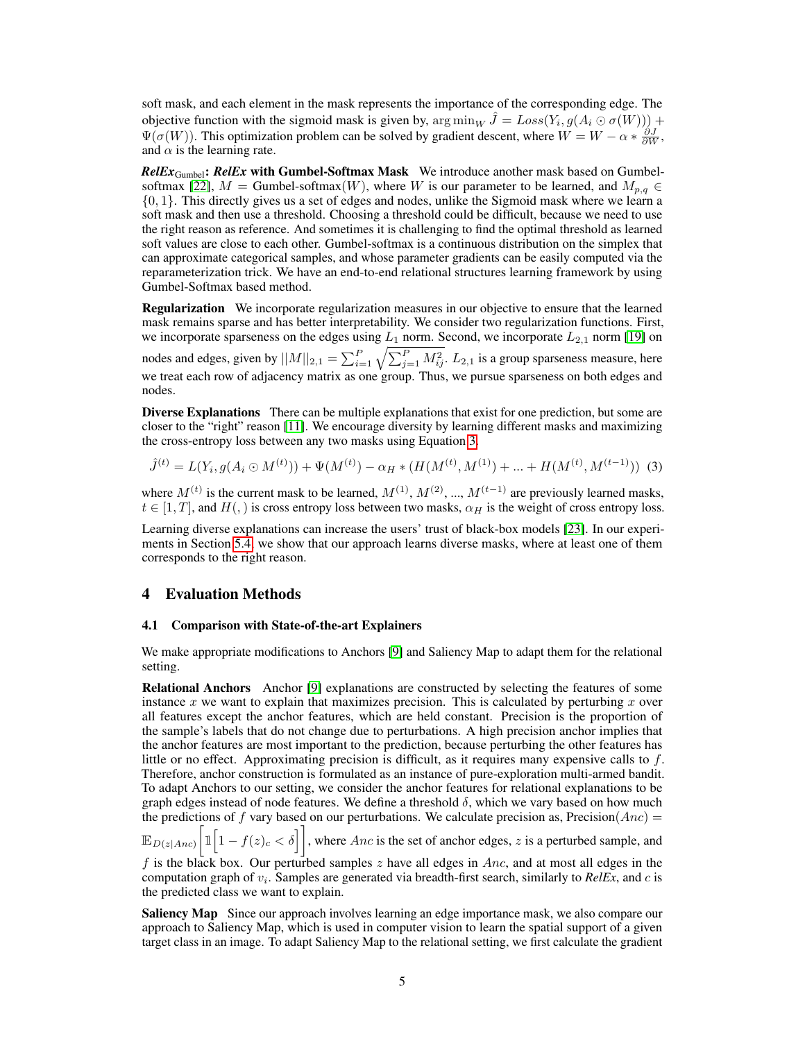soft mask, and each element in the mask represents the importance of the corresponding edge. The objective function with the sigmoid mask is given by, $\arg\min_W \hat{J} = Loss(Y_i, g(A_i \odot \sigma(W))) + \Psi(\sigma(W))$. This optimization problem can be solved by gradient descent, where $W = W - \alpha * \frac{\partial J}{\partial W}$, and $\alpha$ is the learning rate.

***RelEx*$_{\text{Gumbel}}$: *RelEx* with Gumbel-Softmax Mask** We introduce another mask based on Gumbel-softmax [22], $M = \text{Gumbel-softmax}(W)$, where $W$ is our parameter to be learned, and $M_{p,q} \in \{0, 1\}$. This directly gives us a set of edges and nodes, unlike the Sigmoid mask where we learn a soft mask and then use a threshold. Choosing a threshold could be difficult, because we need to use the right reason as reference. And sometimes it is challenging to find the optimal threshold as learned soft values are close to each other. Gumbel-softmax is a continuous distribution on the simplex that can approximate categorical samples, and whose parameter gradients can be easily computed via the reparameterization trick. We have an end-to-end relational structures learning framework by using Gumbel-Softmax based method.

**Regularization** We incorporate regularization measures in our objective to ensure that the learned mask remains sparse and has better interpretability. We consider two regularization functions. First, we incorporate sparseness on the edges using $L_1$ norm. Second, we incorporate $L_{2,1}$ norm [19] on nodes and edges, given by $||M||_{2,1} = \sum_{i=1}^{P} \sqrt{\sum_{j=1}^{P} M_{ij}^2}$. $L_{2,1}$ is a group sparseness measure, here we treat each row of adjacency matrix as one group. Thus, we pursue sparseness on both edges and nodes.

**Diverse Explanations** There can be multiple explanations that exist for one prediction, but some are closer to the "right" reason [11]. We encourage diversity by learning different masks and maximizing the cross-entropy loss between any two masks using Equation 3.

$$\hat{J}^{(t)} = L(Y_i, g(A_i \odot M^{(t)})) + \Psi(M^{(t)}) - \alpha_H * (H(M^{(t)}, M^{(1)}) + ... + H(M^{(t)}, M^{(t-1)})) \quad (3)$$

where $M^{(t)}$ is the current mask to be learned, $M^{(1)}$, $M^{(2)}$, ..., $M^{(t-1)}$ are previously learned masks, $t \in [1, T]$, and $H(,)$ is cross entropy loss between two masks, $\alpha_H$ is the weight of cross entropy loss.

Learning diverse explanations can increase the users' trust of black-box models [23]. In our experiments in Section 5.4, we show that our approach learns diverse masks, where at least one of them corresponds to the right reason.

## 4 Evaluation Methods

### 4.1 Comparison with State-of-the-art Explainers

We make appropriate modifications to Anchors [9] and Saliency Map to adapt them for the relational setting.

**Relational Anchors** Anchor [9] explanations are constructed by selecting the features of some instance $x$ we want to explain that maximizes precision. This is calculated by perturbing $x$ over all features except the anchor features, which are held constant. Precision is the proportion of the sample's labels that do not change due to perturbations. A high precision anchor implies that the anchor features are most important to the prediction, because perturbing the other features has little or no effect. Approximating precision is difficult, as it requires many expensive calls to $f$. Therefore, anchor construction is formulated as an instance of pure-exploration multi-armed bandit. To adapt Anchors to our setting, we consider the anchor features for relational explanations to be graph edges instead of node features. We define a threshold $\delta$, which we vary based on how much the predictions of $f$ vary based on our perturbations. We calculate precision as, $\text{Precision}(Anc) = \mathbb{E}_{D(z|Anc)}\left[\mathbb{1}\left[1 - f(z)_c < \delta\right]\right]$, where $Anc$ is the set of anchor edges, $z$ is a perturbed sample, and $f$ is the black box. Our perturbed samples $z$ have all edges in $Anc$, and at most all edges in the computation graph of $v_i$. Samples are generated via breadth-first search, similarly to *RelEx*, and $c$ is the predicted class we want to explain.

**Saliency Map** Since our approach involves learning an edge importance mask, we also compare our approach to Saliency Map, which is used in computer vision to learn the spatial support of a given target class in an image. To adapt Saliency Map to the relational setting, we first calculate the gradient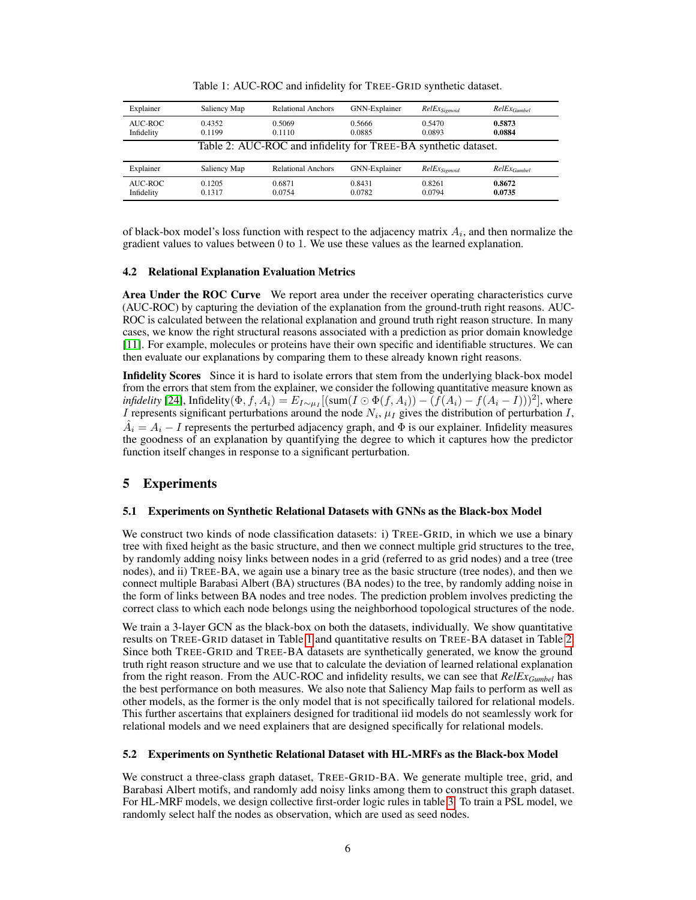Table 1: AUC-ROC and infidelity for TREE-GRID synthetic dataset.

| Explainer | Saliency Map | Relational Anchors | GNN-Explainer | *RelEx*$_{Sigmoid}$ | *RelEx*$_{Gumbel}$ |
|---|---|---|---|---|---|
| AUC-ROC | 0.4352 | 0.5069 | 0.5666 | 0.5470 | **0.5873** |
| Infidelity | 0.1199 | 0.1110 | 0.0885 | 0.0893 | **0.0884** |

Table 2: AUC-ROC and infidelity for TREE-BA synthetic dataset.

| Explainer | Saliency Map | Relational Anchors | GNN-Explainer | *RelEx*$_{Sigmoid}$ | *RelEx*$_{Gumbel}$ |
|---|---|---|---|---|---|
| AUC-ROC | 0.1205 | 0.6871 | 0.8431 | 0.8261 | **0.8672** |
| Infidelity | 0.1317 | 0.0754 | 0.0782 | 0.0794 | **0.0735** |

of black-box model's loss function with respect to the adjacency matrix $A_i$, and then normalize the gradient values to values between 0 to 1. We use these values as the learned explanation.

### 4.2 Relational Explanation Evaluation Metrics

**Area Under the ROC Curve** We report area under the receiver operating characteristics curve (AUC-ROC) by capturing the deviation of the explanation from the ground-truth right reasons. AUC-ROC is calculated between the relational explanation and ground truth right reason structure. In many cases, we know the right structural reasons associated with a prediction as prior domain knowledge [11]. For example, molecules or proteins have their own specific and identifiable structures. We can then evaluate our explanations by comparing them to these already known right reasons.

**Infidelity Scores** Since it is hard to isolate errors that stem from the underlying black-box model from the errors that stem from the explainer, we consider the following quantitative measure known as *infidelity* [24], $\text{Infidelity}(\Phi, f, A_i) = E_{I \sim \mu_I}[(\text{sum}(I \odot \Phi(f, A_i)) - (f(A_i) - f(A_i - I)))^2]$, where $I$ represents significant perturbations around the node $N_i$, $\mu_I$ gives the distribution of perturbation $I$, $\hat{A}_i = A_i - I$ represents the perturbed adjacency graph, and $\Phi$ is our explainer. Infidelity measures the goodness of an explanation by quantifying the degree to which it captures how the predictor function itself changes in response to a significant perturbation.

## 5 Experiments

### 5.1 Experiments on Synthetic Relational Datasets with GNNs as the Black-box Model

We construct two kinds of node classification datasets: i) TREE-GRID, in which we use a binary tree with fixed height as the basic structure, and then we connect multiple grid structures to the tree, by randomly adding noisy links between nodes in a grid (referred to as grid nodes) and a tree (tree nodes), and ii) TREE-BA, we again use a binary tree as the basic structure (tree nodes), and then we connect multiple Barabasi Albert (BA) structures (BA nodes) to the tree, by randomly adding noise in the form of links between BA nodes and tree nodes. The prediction problem involves predicting the correct class to which each node belongs using the neighborhood topological structures of the node.

We train a 3-layer GCN as the black-box on both the datasets, individually. We show quantitative results on TREE-GRID dataset in Table 1 and quantitative results on TREE-BA dataset in Table 2. Since both TREE-GRID and TREE-BA datasets are synthetically generated, we know the ground truth right reason structure and we use that to calculate the deviation of learned relational explanation from the right reason. From the AUC-ROC and infidelity results, we can see that *RelEx*$_{Gumbel}$ has the best performance on both measures. We also note that Saliency Map fails to perform as well as other models, as the former is the only model that is not specifically tailored for relational models. This further ascertains that explainers designed for traditional iid models do not seamlessly work for relational models and we need explainers that are designed specifically for relational models.

### 5.2 Experiments on Synthetic Relational Dataset with HL-MRFs as the Black-box Model

We construct a three-class graph dataset, TREE-GRID-BA. We generate multiple tree, grid, and Barabasi Albert motifs, and randomly add noisy links among them to construct this graph dataset. For HL-MRF models, we design collective first-order logic rules in table 3. To train a PSL model, we randomly select half the nodes as observation, which are used as seed nodes.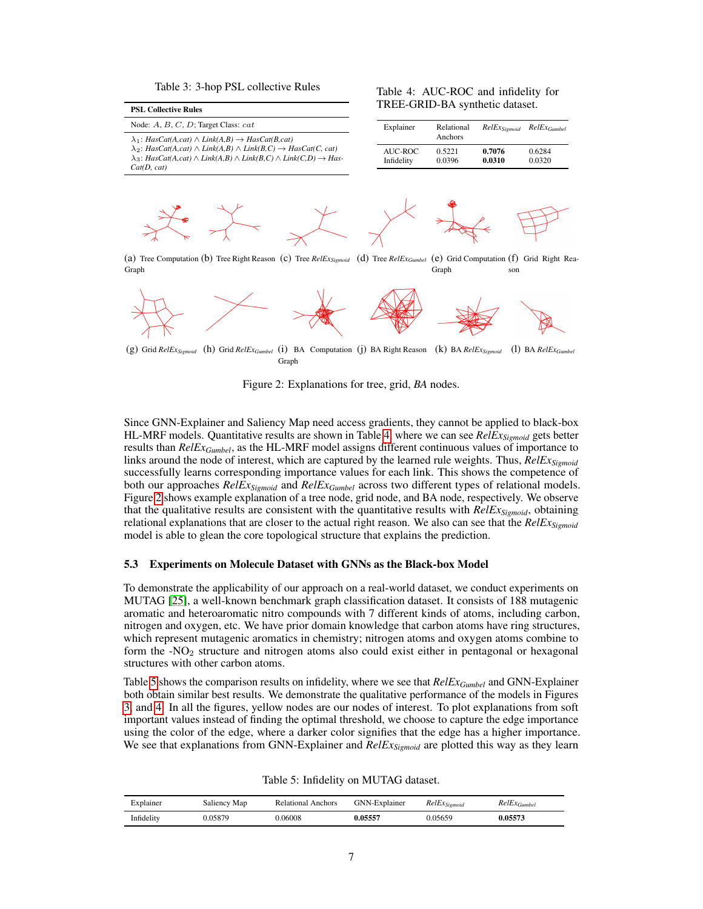Table 3: 3-hop PSL collective Rules

| PSL Collective Rules |
|---|
| Node: $A$, $B$, $C$, $D$; Target Class: $cat$ |
| $\lambda_1$: *HasCat(A,cat)* ∧ *Link(A,B)* → *HasCat(B,cat)*<br>$\lambda_2$: *HasCat(A,cat)* ∧ *Link(A,B)* ∧ *Link(B,C)* → *HasCat(C, cat)*<br>$\lambda_3$: *HasCat(A,cat)* ∧ *Link(A,B)* ∧ *Link(B,C)* ∧ *Link(C,D)* → *HasCat(D, cat)* |

Table 4: AUC-ROC and infidelity for TREE-GRID-BA synthetic dataset.

| Explainer | Relational Anchors | *RelEx*$_{Sigmoid}$ | *RelEx*$_{Gumbel}$ |
|---|---|---|---|
| AUC-ROC | 0.5221 | **0.7076** | 0.6284 |
| Infidelity | 0.0396 | **0.0310** | 0.0320 |

(a) Tree Computation Graph (b) Tree Right Reason (c) Tree *RelEx*$_{Sigmoid}$ (d) Tree *RelEx*$_{Gumbel}$ (e) Grid Computation Graph (f) Grid Right Reason

(g) Grid *RelEx*$_{Sigmoid}$ (h) Grid *RelEx*$_{Gumbel}$ (i) BA Computation Graph (j) BA Right Reason (k) BA *RelEx*$_{Sigmoid}$ (l) BA *RelEx*$_{Gumbel}$

Figure 2: Explanations for tree, grid, *BA* nodes.

Since GNN-Explainer and Saliency Map need access gradients, they cannot be applied to black-box HL-MRF models. Quantitative results are shown in Table 4, where we can see *RelEx*$_{Sigmoid}$ gets better results than *RelEx*$_{Gumbel}$, as the HL-MRF model assigns different continuous values of importance to links around the node of interest, which are captured by the learned rule weights. Thus, *RelEx*$_{Sigmoid}$ successfully learns corresponding importance values for each link. This shows the competence of both our approaches *RelEx*$_{Sigmoid}$ and *RelEx*$_{Gumbel}$ across two different types of relational models. Figure 2 shows example explanation of a tree node, grid node, and BA node, respectively. We observe that the qualitative results are consistent with the quantitative results with *RelEx*$_{Sigmoid}$, obtaining relational explanations that are closer to the actual right reason. We also can see that the *RelEx*$_{Sigmoid}$ model is able to glean the core topological structure that explains the prediction.

### 5.3 Experiments on Molecule Dataset with GNNs as the Black-box Model

To demonstrate the applicability of our approach on a real-world dataset, we conduct experiments on MUTAG [25], a well-known benchmark graph classification dataset. It consists of 188 mutagenic aromatic and heteroaromatic nitro compounds with 7 different kinds of atoms, including carbon, nitrogen and oxygen, etc. We have prior domain knowledge that carbon atoms have ring structures, which represent mutagenic aromatics in chemistry; nitrogen atoms and oxygen atoms combine to form the -$NO_2$ structure and nitrogen atoms also could exist either in pentagonal or hexagonal structures with other carbon atoms.

Table 5 shows the comparison results on infidelity, where we see that *RelEx*$_{Gumbel}$ and GNN-Explainer both obtain similar best results. We demonstrate the qualitative performance of the models in Figures 3 and 4. In all the figures, yellow nodes are our nodes of interest. To plot explanations from soft important values instead of finding the optimal threshold, we choose to capture the edge importance using the color of the edge, where a darker color signifies that the edge has a higher importance. We see that explanations from GNN-Explainer and *RelEx*$_{Sigmoid}$ are plotted this way as they learn

Table 5: Infidelity on MUTAG dataset.

| Explainer | Saliency Map | Relational Anchors | GNN-Explainer | *RelEx*$_{Sigmoid}$ | *RelEx*$_{Gumbel}$ |
|---|---|---|---|---|---|
| Infidelity | 0.05879 | 0.06008 | **0.05557** | 0.05659 | **0.05573** |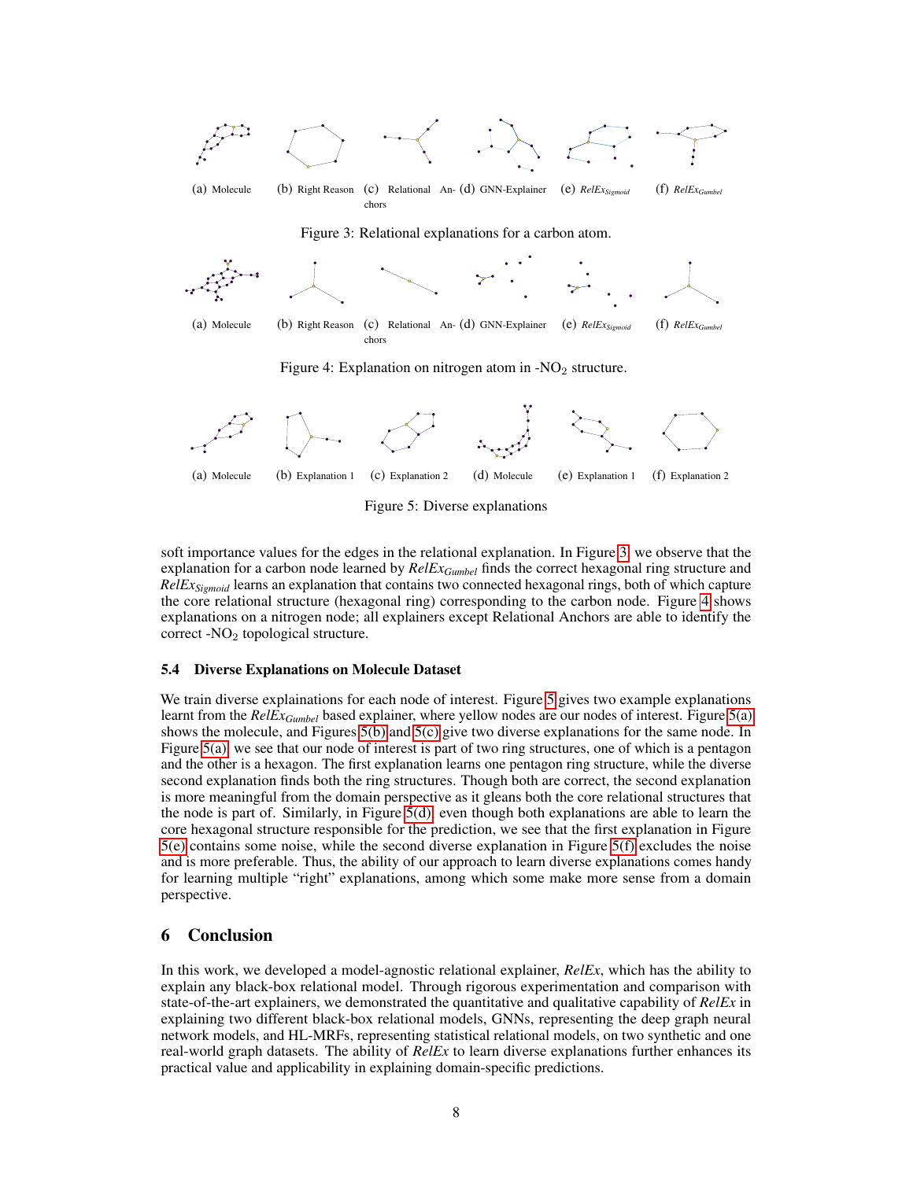(a) Molecule (b) Right Reason (c) Relational Anchors (d) GNN-Explainer (e) $RelEx_{Sigmoid}$ (f) $RelEx_{Gumbel}$

Figure 3: Relational explanations for a carbon atom.

(a) Molecule (b) Right Reason (c) Relational Anchors (d) GNN-Explainer (e) $RelEx_{Sigmoid}$ (f) $RelEx_{Gumbel}$

Figure 4: Explanation on nitrogen atom in -$NO_2$ structure.

(a) Molecule (b) Explanation 1 (c) Explanation 2 (d) Molecule (e) Explanation 1 (f) Explanation 2

Figure 5: Diverse explanations

soft importance values for the edges in the relational explanation. In Figure 3, we observe that the explanation for a carbon node learned by *RelEx*$_{Gumbel}$ finds the correct hexagonal ring structure and *RelEx*$_{Sigmoid}$ learns an explanation that contains two connected hexagonal rings, both of which capture the core relational structure (hexagonal ring) corresponding to the carbon node. Figure 4 shows explanations on a nitrogen node; all explainers except Relational Anchors are able to identify the correct -$NO_2$ topological structure.

### 5.4 Diverse Explanations on Molecule Dataset

We train diverse explainations for each node of interest. Figure 5 gives two example explanations learnt from the *RelEx*$_{Gumbel}$ based explainer, where yellow nodes are our nodes of interest. Figure 5(a) shows the molecule, and Figures 5(b) and 5(c) give two diverse explanations for the same node. In Figure 5(a), we see that our node of interest is part of two ring structures, one of which is a pentagon and the other is a hexagon. The first explanation learns one pentagon ring structure, while the diverse second explanation finds both the ring structures. Though both are correct, the second explanation is more meaningful from the domain perspective as it gleans both the core relational structures that the node is part of. Similarly, in Figure 5(d), even though both explanations are able to learn the core hexagonal structure responsible for the prediction, we see that the first explanation in Figure 5(e) contains some noise, while the second diverse explanation in Figure 5(f) excludes the noise and is more preferable. Thus, the ability of our approach to learn diverse explanations comes handy for learning multiple "right" explanations, among which some make more sense from a domain perspective.

## 6 Conclusion

In this work, we developed a model-agnostic relational explainer, *RelEx*, which has the ability to explain any black-box relational model. Through rigorous experimentation and comparison with state-of-the-art explainers, we demonstrated the quantitative and qualitative capability of *RelEx* in explaining two different black-box relational models, GNNs, representing the deep graph neural network models, and HL-MRFs, representing statistical relational models, on two synthetic and one real-world graph datasets. The ability of *RelEx* to learn diverse explanations further enhances its practical value and applicability in explaining domain-specific predictions.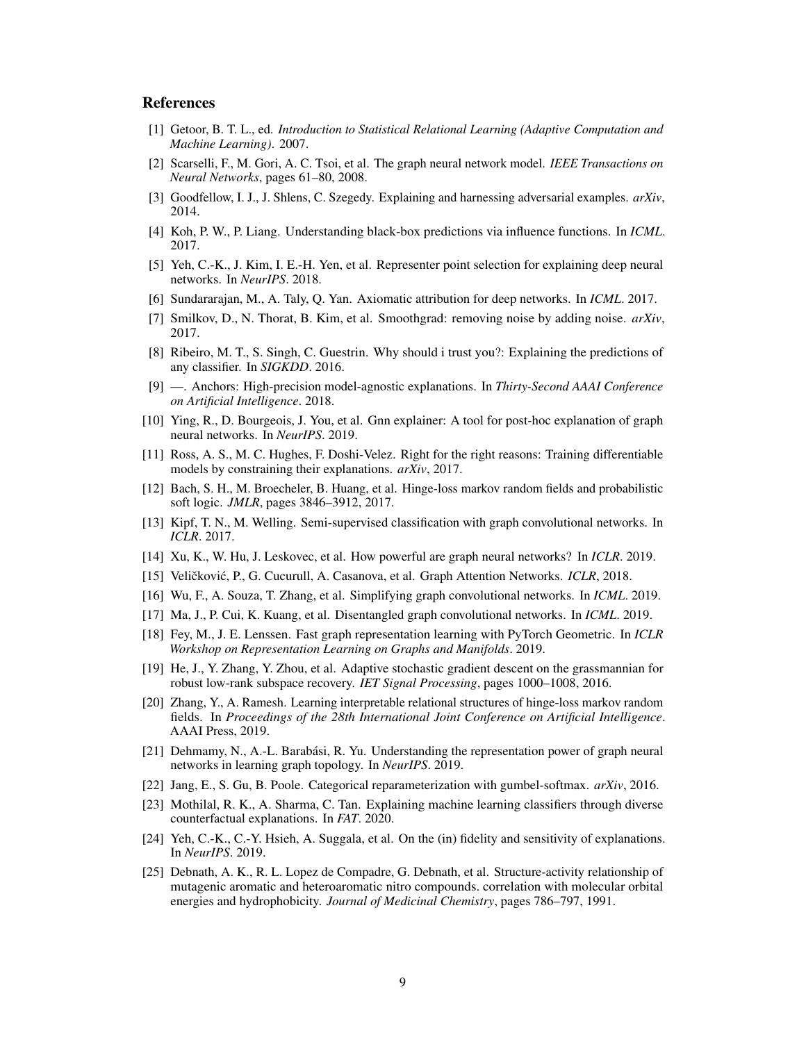## References

[1] Getoor, B. T. L., ed. *Introduction to Statistical Relational Learning (Adaptive Computation and Machine Learning)*. 2007.

[2] Scarselli, F., M. Gori, A. C. Tsoi, et al. The graph neural network model. *IEEE Transactions on Neural Networks*, pages 61–80, 2008.

[3] Goodfellow, I. J., J. Shlens, C. Szegedy. Explaining and harnessing adversarial examples. *arXiv*, 2014.

[4] Koh, P. W., P. Liang. Understanding black-box predictions via influence functions. In *ICML*. 2017.

[5] Yeh, C.-K., J. Kim, I. E.-H. Yen, et al. Representer point selection for explaining deep neural networks. In *NeurIPS*. 2018.

[6] Sundararajan, M., A. Taly, Q. Yan. Axiomatic attribution for deep networks. In *ICML*. 2017.

[7] Smilkov, D., N. Thorat, B. Kim, et al. Smoothgrad: removing noise by adding noise. *arXiv*, 2017.

[8] Ribeiro, M. T., S. Singh, C. Guestrin. Why should i trust you?: Explaining the predictions of any classifier. In *SIGKDD*. 2016.

[9] —. Anchors: High-precision model-agnostic explanations. In *Thirty-Second AAAI Conference on Artificial Intelligence*. 2018.

[10] Ying, R., D. Bourgeois, J. You, et al. Gnn explainer: A tool for post-hoc explanation of graph neural networks. In *NeurIPS*. 2019.

[11] Ross, A. S., M. C. Hughes, F. Doshi-Velez. Right for the right reasons: Training differentiable models by constraining their explanations. *arXiv*, 2017.

[12] Bach, S. H., M. Broecheler, B. Huang, et al. Hinge-loss markov random fields and probabilistic soft logic. *JMLR*, pages 3846–3912, 2017.

[13] Kipf, T. N., M. Welling. Semi-supervised classification with graph convolutional networks. In *ICLR*. 2017.

[14] Xu, K., W. Hu, J. Leskovec, et al. How powerful are graph neural networks? In *ICLR*. 2019.

[15] Veličković, P., G. Cucurull, A. Casanova, et al. Graph Attention Networks. *ICLR*, 2018.

[16] Wu, F., A. Souza, T. Zhang, et al. Simplifying graph convolutional networks. In *ICML*. 2019.

[17] Ma, J., P. Cui, K. Kuang, et al. Disentangled graph convolutional networks. In *ICML*. 2019.

[18] Fey, M., J. E. Lenssen. Fast graph representation learning with PyTorch Geometric. In *ICLR Workshop on Representation Learning on Graphs and Manifolds*. 2019.

[19] He, J., Y. Zhang, Y. Zhou, et al. Adaptive stochastic gradient descent on the grassmannian for robust low-rank subspace recovery. *IET Signal Processing*, pages 1000–1008, 2016.

[20] Zhang, Y., A. Ramesh. Learning interpretable relational structures of hinge-loss markov random fields. In *Proceedings of the 28th International Joint Conference on Artificial Intelligence*. AAAI Press, 2019.

[21] Dehmamy, N., A.-L. Barabási, R. Yu. Understanding the representation power of graph neural networks in learning graph topology. In *NeurIPS*. 2019.

[22] Jang, E., S. Gu, B. Poole. Categorical reparameterization with gumbel-softmax. *arXiv*, 2016.

[23] Mothilal, R. K., A. Sharma, C. Tan. Explaining machine learning classifiers through diverse counterfactual explanations. In *FAT*. 2020.

[24] Yeh, C.-K., C.-Y. Hsieh, A. Suggala, et al. On the (in) fidelity and sensitivity of explanations. In *NeurIPS*. 2019.

[25] Debnath, A. K., R. L. Lopez de Compadre, G. Debnath, et al. Structure-activity relationship of mutagenic aromatic and heteroaromatic nitro compounds. correlation with molecular orbital energies and hydrophobicity. *Journal of Medicinal Chemistry*, pages 786–797, 1991.